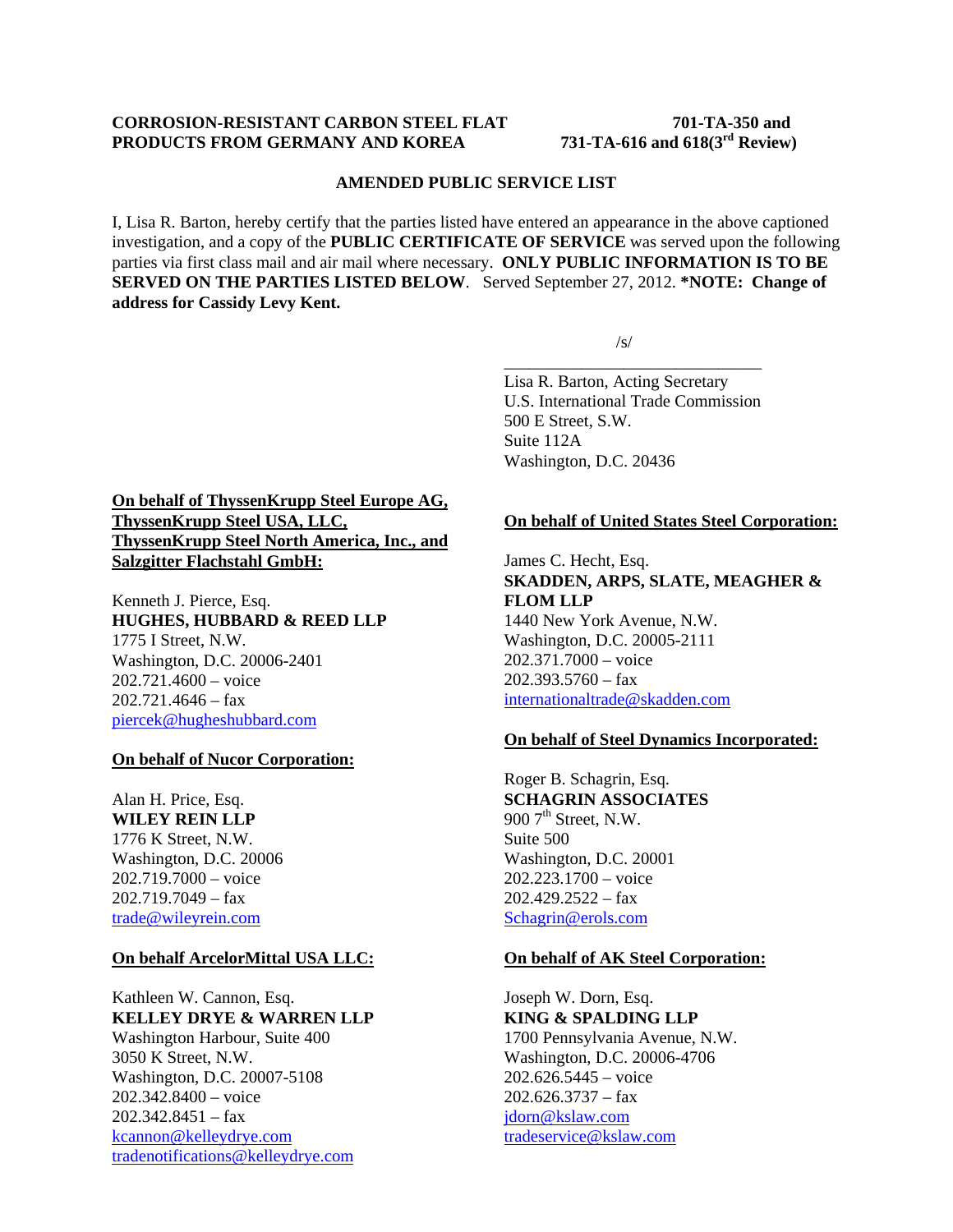**CORROSION-RESISTANT CARBON STEEL FLAT PRODUCTS FROM GERMANY AND KOREA**

**701-TA-350 and 731-TA-616 and 618(3rd Review)**

**AMENDED PUBLIC SERVICE LIST**

I, Lisa R. Barton, hereby certify that the parties listed have entered an appearance in the above captioned investigation, and a copy of the **PUBLIC CERTIFICATE OF SERVICE** was served upon the following parties via first class mail and air mail where necessary. **ONLY PUBLIC INFORMATION IS TO BE SERVED ON THE PARTIES LISTED BELOW**. Served September 27, 2012. **\*NOTE: Change of address for Cassidy Levy Kent.**

/s/

Lisa R. Barton, Acting Secretary
U.S. International Trade Commission
500 E Street, S.W.
Suite 112A
Washington, D.C. 20436

**On behalf of ThyssenKrupp Steel Europe AG, ThyssenKrupp Steel USA, LLC, ThyssenKrupp Steel North America, Inc., and Salzgitter Flachstahl GmbH:**

Kenneth J. Pierce, Esq.
**HUGHES, HUBBARD & REED LLP**
1775 I Street, N.W.
Washington, D.C. 20006-2401
202.721.4600 – voice
202.721.4646 – fax
piercek@hugheshubbard.com

**On behalf of Nucor Corporation:**

Alan H. Price, Esq.
**WILEY REIN LLP**
1776 K Street, N.W.
Washington, D.C. 20006
202.719.7000 – voice
202.719.7049 – fax
trade@wileyrein.com

**On behalf ArcelorMittal USA LLC:**

Kathleen W. Cannon, Esq.
**KELLEY DRYE & WARREN LLP**
Washington Harbour, Suite 400
3050 K Street, N.W.
Washington, D.C. 20007-5108
202.342.8400 – voice
202.342.8451 – fax
kcannon@kelleydrye.com
tradenotifications@kelleydrye.com

**On behalf of United States Steel Corporation:**

James C. Hecht, Esq.
**SKADDEN, ARPS, SLATE, MEAGHER & FLOM LLP**
1440 New York Avenue, N.W.
Washington, D.C. 20005-2111
202.371.7000 – voice
202.393.5760 – fax
internationaltrade@skadden.com

**On behalf of Steel Dynamics Incorporated:**

Roger B. Schagrin, Esq.
**SCHAGRIN ASSOCIATES**
900 7th Street, N.W.
Suite 500
Washington, D.C. 20001
202.223.1700 – voice
202.429.2522 – fax
Schagrin@erols.com

**On behalf of AK Steel Corporation:**

Joseph W. Dorn, Esq.
**KING & SPALDING LLP**
1700 Pennsylvania Avenue, N.W.
Washington, D.C. 20006-4706
202.626.5445 – voice
202.626.3737 – fax
jdorn@kslaw.com
tradeservice@kslaw.com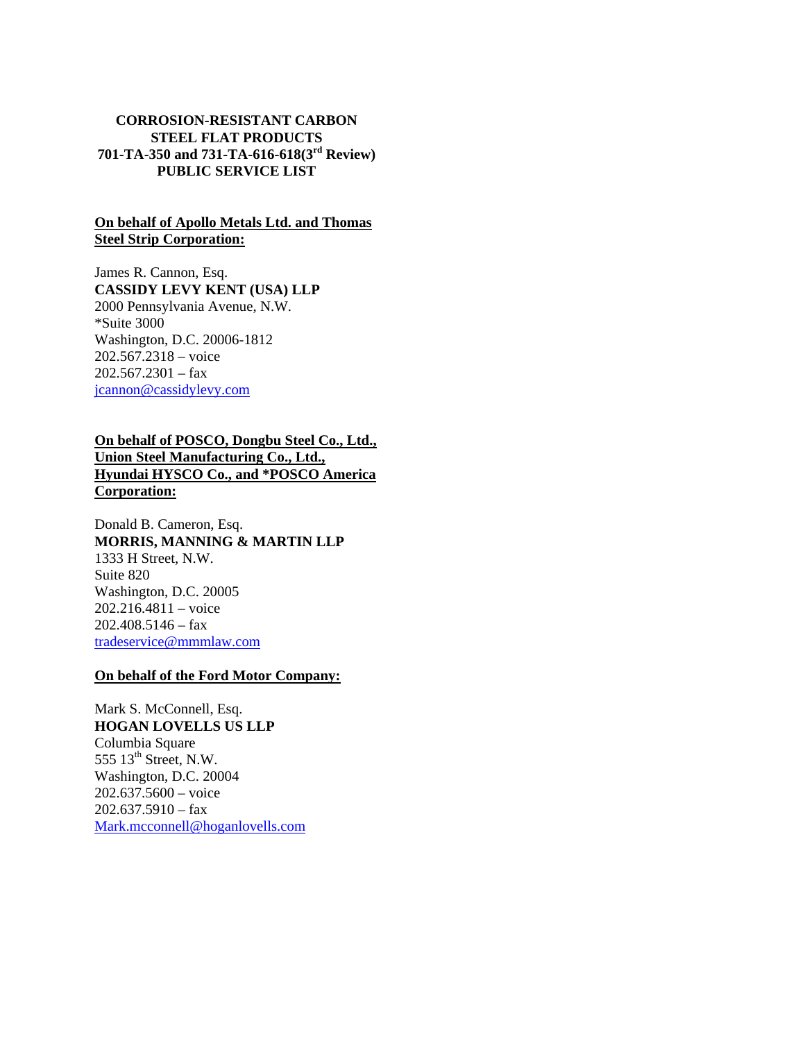**CORROSION-RESISTANT CARBON STEEL FLAT PRODUCTS 701-TA-350 and 731-TA-616-618(3rd Review) PUBLIC SERVICE LIST**

**On behalf of Apollo Metals Ltd. and Thomas Steel Strip Corporation:**

James R. Cannon, Esq.
**CASSIDY LEVY KENT (USA) LLP**
2000 Pennsylvania Avenue, N.W.
*Suite 3000
Washington, D.C. 20006-1812
202.567.2318 – voice
202.567.2301 – fax
jcannon@cassidylevy.com

**On behalf of POSCO, Dongbu Steel Co., Ltd., Union Steel Manufacturing Co., Ltd., Hyundai HYSCO Co., and *POSCO America Corporation:**

Donald B. Cameron, Esq.
**MORRIS, MANNING & MARTIN LLP**
1333 H Street, N.W.
Suite 820
Washington, D.C. 20005
202.216.4811 – voice
202.408.5146 – fax
tradeservice@mmmlaw.com

**On behalf of the Ford Motor Company:**

Mark S. McConnell, Esq.
**HOGAN LOVELLS US LLP**
Columbia Square
555 13th Street, N.W.
Washington, D.C. 20004
202.637.5600 – voice
202.637.5910 – fax
Mark.mcconnell@hoganlovells.com